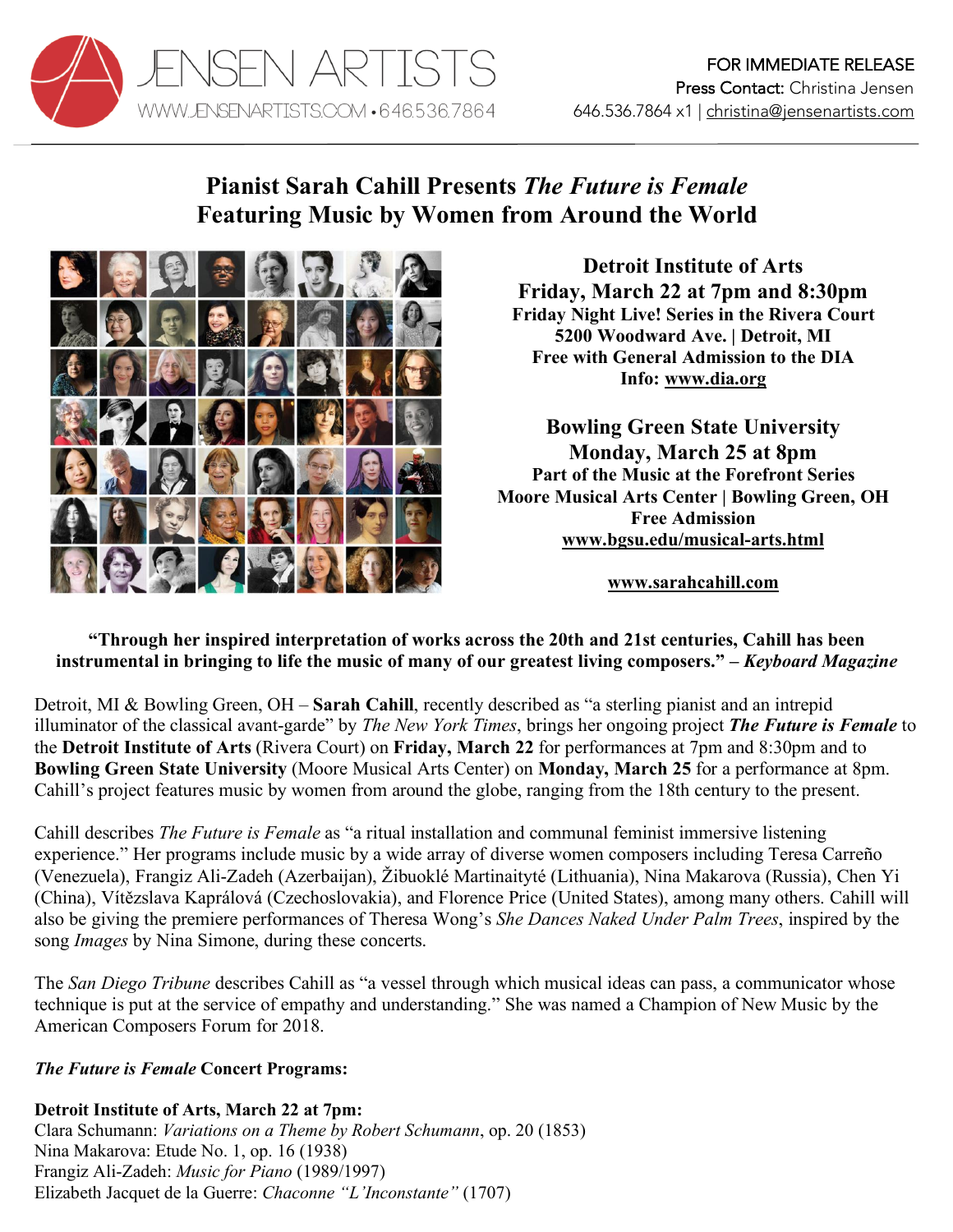JENSEN ARTISTS
WWW.JENSENARTISTS.COM • 646.536.7864

FOR IMMEDIATE RELEASE
Press Contact: Christina Jensen
646.536.7864 x1 | christina@jensenartists.com

# Pianist Sarah Cahill Presents *The Future is Female* Featuring Music by Women from Around the World

**Detroit Institute of Arts**
**Friday, March 22 at 7pm and 8:30pm**
**Friday Night Live! Series in the Rivera Court**
**5200 Woodward Ave. | Detroit, MI**
**Free with General Admission to the DIA**
**Info: www.dia.org**

**Bowling Green State University**
**Monday, March 25 at 8pm**
**Part of the Music at the Forefront Series**
**Moore Musical Arts Center | Bowling Green, OH**
**Free Admission**
**www.bgsu.edu/musical-arts.html**

**www.sarahcahill.com**

**"Through her inspired interpretation of works across the 20th and 21st centuries, Cahill has been instrumental in bringing to life the music of many of our greatest living composers." – *Keyboard Magazine***

Detroit, MI & Bowling Green, OH – **Sarah Cahill**, recently described as "a sterling pianist and an intrepid illuminator of the classical avant-garde" by *The New York Times*, brings her ongoing project ***The Future is Female*** to the **Detroit Institute of Arts** (Rivera Court) on **Friday, March 22** for performances at 7pm and 8:30pm and to **Bowling Green State University** (Moore Musical Arts Center) on **Monday, March 25** for a performance at 8pm. Cahill's project features music by women from around the globe, ranging from the 18th century to the present.

Cahill describes *The Future is Female* as "a ritual installation and communal feminist immersive listening experience." Her programs include music by a wide array of diverse women composers including Teresa Carreño (Venezuela), Frangiz Ali-Zadeh (Azerbaijan), Žibuoklé Martinaityté (Lithuania), Nina Makarova (Russia), Chen Yi (China), Vítězslava Kaprálová (Czechoslovakia), and Florence Price (United States), among many others. Cahill will also be giving the premiere performances of Theresa Wong's *She Dances Naked Under Palm Trees*, inspired by the song *Images* by Nina Simone, during these concerts.

The *San Diego Tribune* describes Cahill as "a vessel through which musical ideas can pass, a communicator whose technique is put at the service of empathy and understanding." She was named a Champion of New Music by the American Composers Forum for 2018.

***The Future is Female* Concert Programs:**

**Detroit Institute of Arts, March 22 at 7pm:**
Clara Schumann: *Variations on a Theme by Robert Schumann*, op. 20 (1853)
Nina Makarova: Etude No. 1, op. 16 (1938)
Frangiz Ali-Zadeh: *Music for Piano* (1989/1997)
Elizabeth Jacquet de la Guerre: *Chaconne "L'Inconstante"* (1707)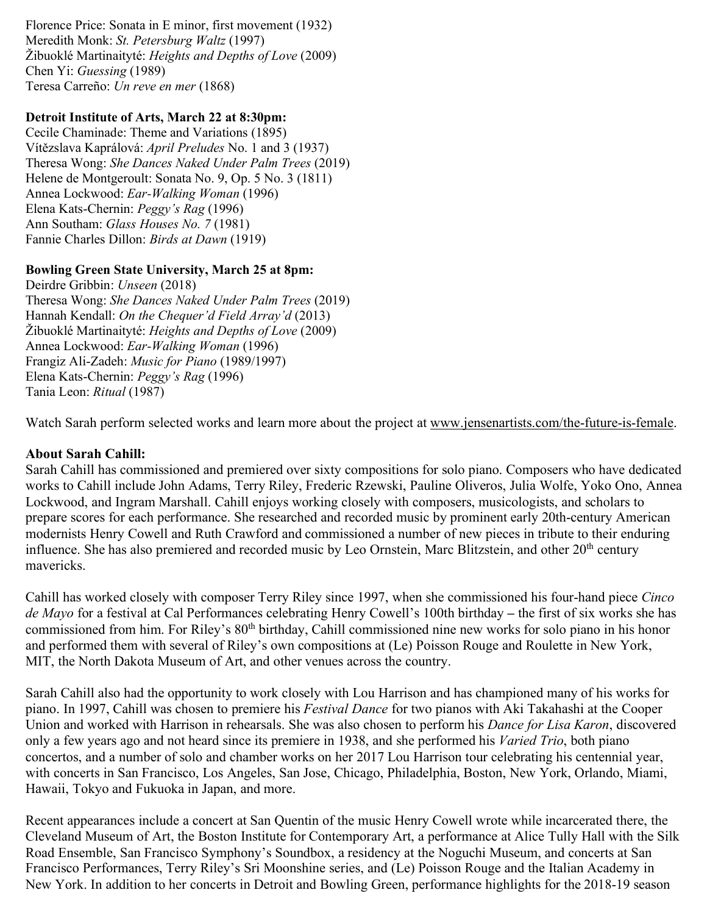Florence Price: Sonata in E minor, first movement (1932)
Meredith Monk: *St. Petersburg Waltz* (1997)
Žibuoklé Martinaityté: *Heights and Depths of Love* (2009)
Chen Yi: *Guessing* (1989)
Teresa Carreño: *Un reve en mer* (1868)

**Detroit Institute of Arts, March 22 at 8:30pm:**
Cecile Chaminade: Theme and Variations (1895)
Vítězslava Kaprálová: *April Preludes* No. 1 and 3 (1937)
Theresa Wong: *She Dances Naked Under Palm Trees* (2019)
Helene de Montgeroult: Sonata No. 9, Op. 5 No. 3 (1811)
Annea Lockwood: *Ear-Walking Woman* (1996)
Elena Kats-Chernin: *Peggy's Rag* (1996)
Ann Southam: *Glass Houses No. 7* (1981)
Fannie Charles Dillon: *Birds at Dawn* (1919)

**Bowling Green State University, March 25 at 8pm:**
Deirdre Gribbin: *Unseen* (2018)
Theresa Wong: *She Dances Naked Under Palm Trees* (2019)
Hannah Kendall: *On the Chequer'd Field Array'd* (2013)
Žibuoklé Martinaityté: *Heights and Depths of Love* (2009)
Annea Lockwood: *Ear-Walking Woman* (1996)
Frangiz Ali-Zadeh: *Music for Piano* (1989/1997)
Elena Kats-Chernin: *Peggy's Rag* (1996)
Tania Leon: *Ritual* (1987)

Watch Sarah perform selected works and learn more about the project at www.jensenartists.com/the-future-is-female.

**About Sarah Cahill:**
Sarah Cahill has commissioned and premiered over sixty compositions for solo piano. Composers who have dedicated works to Cahill include John Adams, Terry Riley, Frederic Rzewski, Pauline Oliveros, Julia Wolfe, Yoko Ono, Annea Lockwood, and Ingram Marshall. Cahill enjoys working closely with composers, musicologists, and scholars to prepare scores for each performance. She researched and recorded music by prominent early 20th-century American modernists Henry Cowell and Ruth Crawford and commissioned a number of new pieces in tribute to their enduring influence. She has also premiered and recorded music by Leo Ornstein, Marc Blitzstein, and other 20th century mavericks.

Cahill has worked closely with composer Terry Riley since 1997, when she commissioned his four-hand piece *Cinco de Mayo* for a festival at Cal Performances celebrating Henry Cowell's 100th birthday – the first of six works she has commissioned from him. For Riley's 80th birthday, Cahill commissioned nine new works for solo piano in his honor and performed them with several of Riley's own compositions at (Le) Poisson Rouge and Roulette in New York, MIT, the North Dakota Museum of Art, and other venues across the country.

Sarah Cahill also had the opportunity to work closely with Lou Harrison and has championed many of his works for piano. In 1997, Cahill was chosen to premiere his *Festival Dance* for two pianos with Aki Takahashi at the Cooper Union and worked with Harrison in rehearsals. She was also chosen to perform his *Dance for Lisa Karon*, discovered only a few years ago and not heard since its premiere in 1938, and she performed his *Varied Trio*, both piano concertos, and a number of solo and chamber works on her 2017 Lou Harrison tour celebrating his centennial year, with concerts in San Francisco, Los Angeles, San Jose, Chicago, Philadelphia, Boston, New York, Orlando, Miami, Hawaii, Tokyo and Fukuoka in Japan, and more.

Recent appearances include a concert at San Quentin of the music Henry Cowell wrote while incarcerated there, the Cleveland Museum of Art, the Boston Institute for Contemporary Art, a performance at Alice Tully Hall with the Silk Road Ensemble, San Francisco Symphony's Soundbox, a residency at the Noguchi Museum, and concerts at San Francisco Performances, Terry Riley's Sri Moonshine series, and (Le) Poisson Rouge and the Italian Academy in New York. In addition to her concerts in Detroit and Bowling Green, performance highlights for the 2018-19 season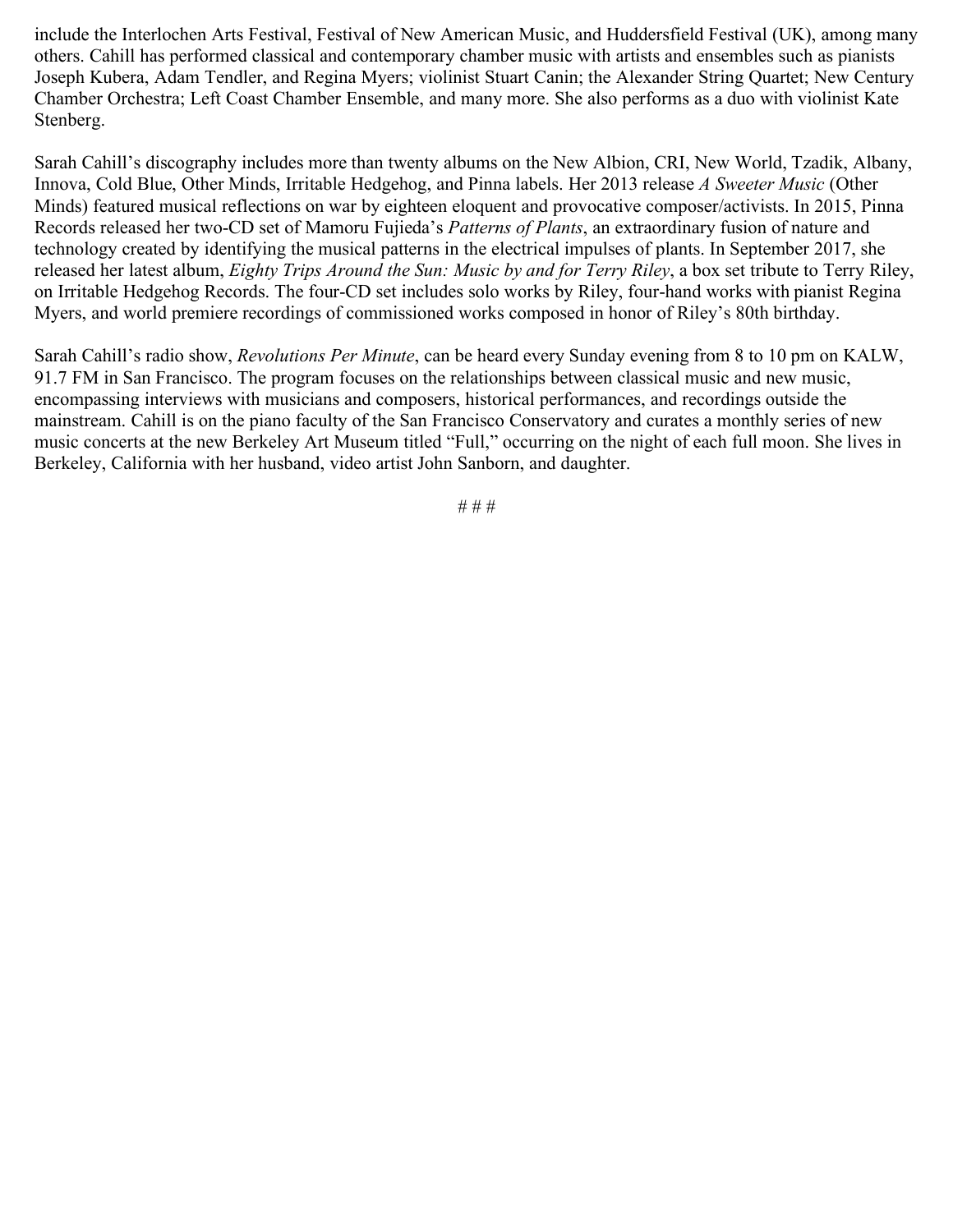include the Interlochen Arts Festival, Festival of New American Music, and Huddersfield Festival (UK), among many others. Cahill has performed classical and contemporary chamber music with artists and ensembles such as pianists Joseph Kubera, Adam Tendler, and Regina Myers; violinist Stuart Canin; the Alexander String Quartet; New Century Chamber Orchestra; Left Coast Chamber Ensemble, and many more. She also performs as a duo with violinist Kate Stenberg.

Sarah Cahill's discography includes more than twenty albums on the New Albion, CRI, New World, Tzadik, Albany, Innova, Cold Blue, Other Minds, Irritable Hedgehog, and Pinna labels. Her 2013 release *A Sweeter Music* (Other Minds) featured musical reflections on war by eighteen eloquent and provocative composer/activists. In 2015, Pinna Records released her two-CD set of Mamoru Fujieda's *Patterns of Plants*, an extraordinary fusion of nature and technology created by identifying the musical patterns in the electrical impulses of plants. In September 2017, she released her latest album, *Eighty Trips Around the Sun: Music by and for Terry Riley*, a box set tribute to Terry Riley, on Irritable Hedgehog Records. The four-CD set includes solo works by Riley, four-hand works with pianist Regina Myers, and world premiere recordings of commissioned works composed in honor of Riley's 80th birthday.

Sarah Cahill's radio show, *Revolutions Per Minute*, can be heard every Sunday evening from 8 to 10 pm on KALW, 91.7 FM in San Francisco. The program focuses on the relationships between classical music and new music, encompassing interviews with musicians and composers, historical performances, and recordings outside the mainstream. Cahill is on the piano faculty of the San Francisco Conservatory and curates a monthly series of new music concerts at the new Berkeley Art Museum titled "Full," occurring on the night of each full moon. She lives in Berkeley, California with her husband, video artist John Sanborn, and daughter.

# # #